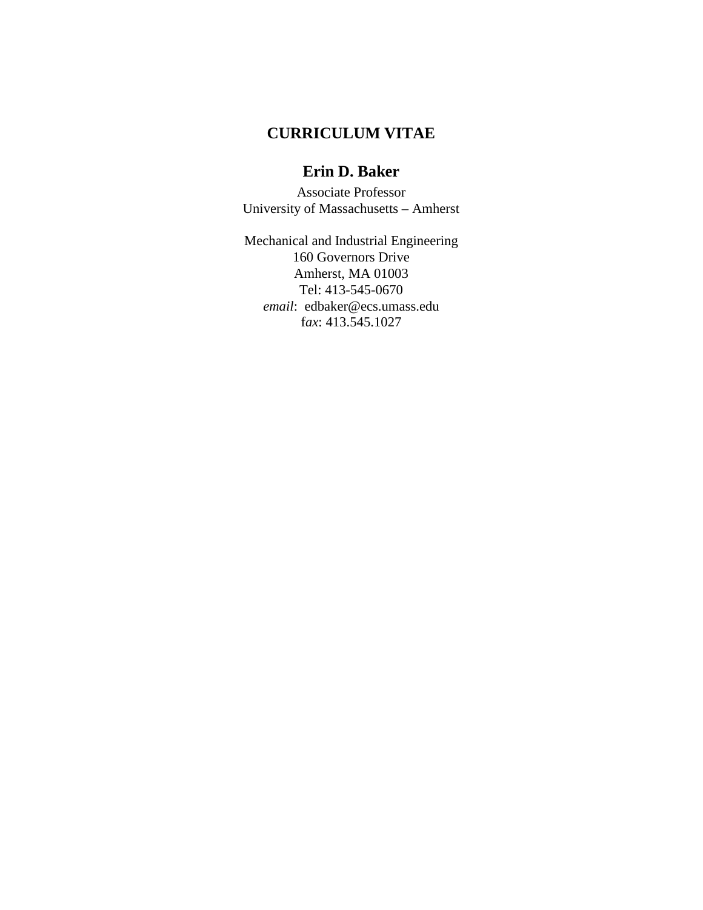# CURRICULUM VITAE

## Erin D. Baker

Associate Professor
University of Massachusetts – Amherst

Mechanical and Industrial Engineering
160 Governors Drive
Amherst, MA 01003
Tel: 413-545-0670
*email*: edbaker@ecs.umass.edu
f*ax*: 413.545.1027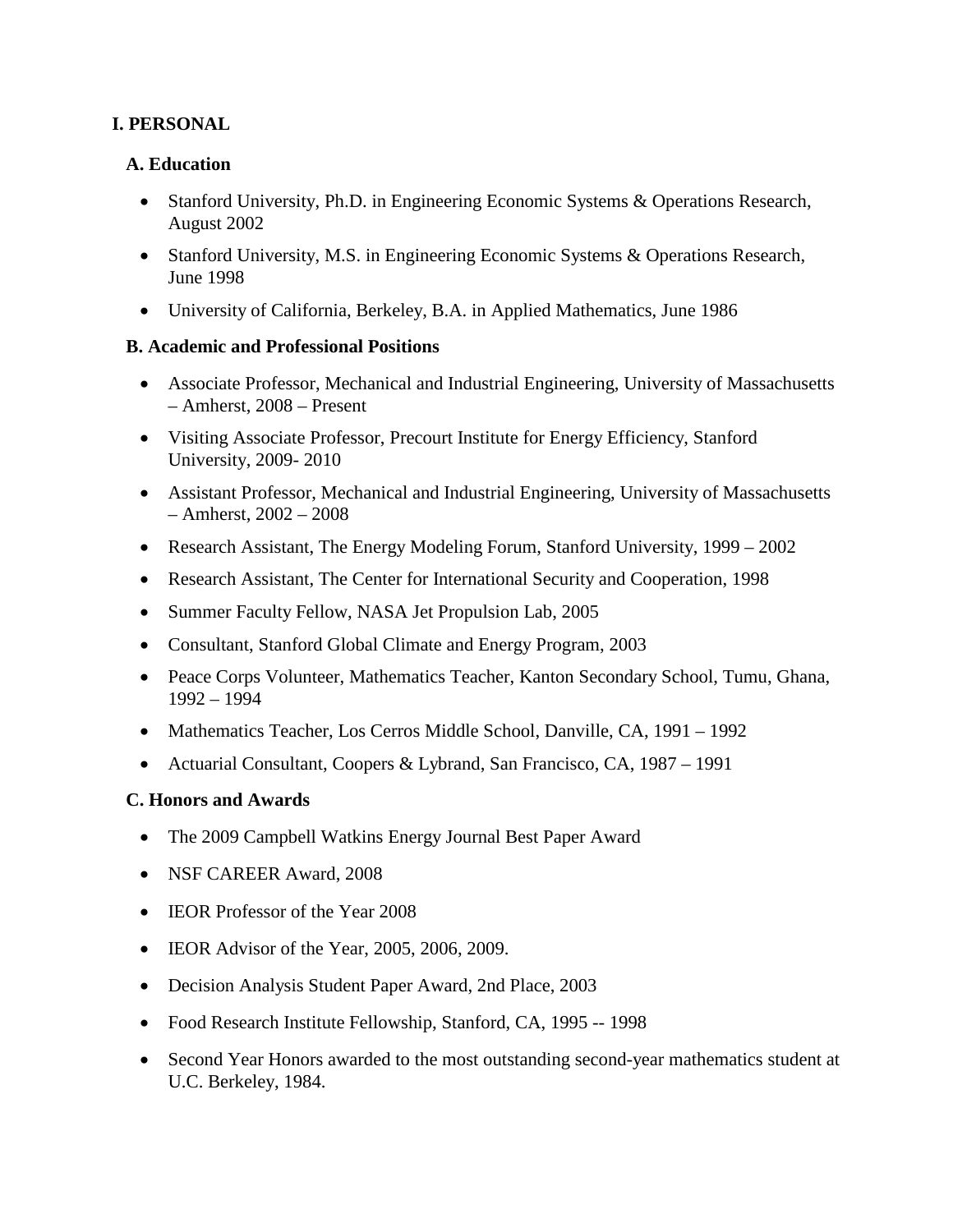# I. PERSONAL

## A. Education

- Stanford University, Ph.D. in Engineering Economic Systems & Operations Research, August 2002
- Stanford University, M.S. in Engineering Economic Systems & Operations Research, June 1998
- University of California, Berkeley, B.A. in Applied Mathematics, June 1986

## B. Academic and Professional Positions

- Associate Professor, Mechanical and Industrial Engineering, University of Massachusetts – Amherst, 2008 – Present
- Visiting Associate Professor, Precourt Institute for Energy Efficiency, Stanford University, 2009- 2010
- Assistant Professor, Mechanical and Industrial Engineering, University of Massachusetts – Amherst, 2002 – 2008
- Research Assistant, The Energy Modeling Forum, Stanford University, 1999 – 2002
- Research Assistant, The Center for International Security and Cooperation, 1998
- Summer Faculty Fellow, NASA Jet Propulsion Lab, 2005
- Consultant, Stanford Global Climate and Energy Program, 2003
- Peace Corps Volunteer, Mathematics Teacher, Kanton Secondary School, Tumu, Ghana, 1992 – 1994
- Mathematics Teacher, Los Cerros Middle School, Danville, CA, 1991 – 1992
- Actuarial Consultant, Coopers & Lybrand, San Francisco, CA, 1987 – 1991

## C. Honors and Awards

- The 2009 Campbell Watkins Energy Journal Best Paper Award
- NSF CAREER Award, 2008
- IEOR Professor of the Year 2008
- IEOR Advisor of the Year, 2005, 2006, 2009.
- Decision Analysis Student Paper Award, 2nd Place, 2003
- Food Research Institute Fellowship, Stanford, CA, 1995 -- 1998
- Second Year Honors awarded to the most outstanding second-year mathematics student at U.C. Berkeley, 1984.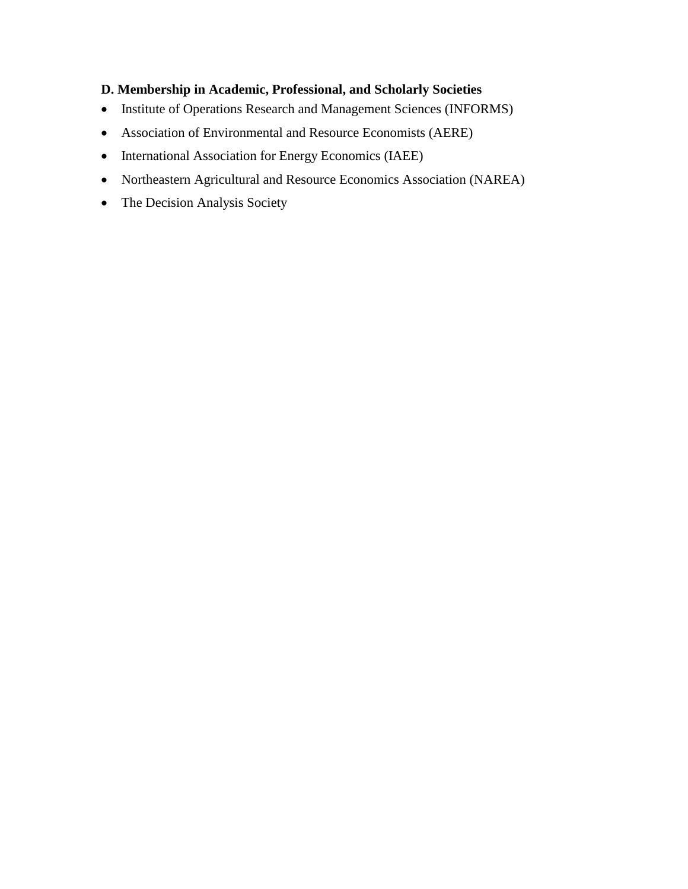**D. Membership in Academic, Professional, and Scholarly Societies**

- Institute of Operations Research and Management Sciences (INFORMS)
- Association of Environmental and Resource Economists (AERE)
- International Association for Energy Economics (IAEE)
- Northeastern Agricultural and Resource Economics Association (NAREA)
- The Decision Analysis Society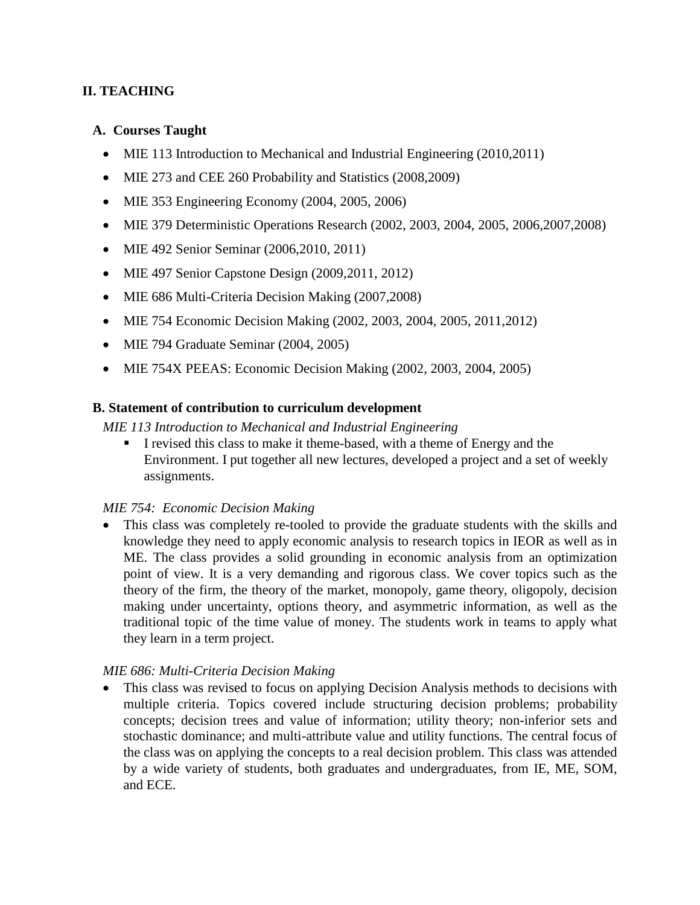## II. TEACHING

### A. Courses Taught

- MIE 113 Introduction to Mechanical and Industrial Engineering (2010,2011)
- MIE 273 and CEE 260 Probability and Statistics (2008,2009)
- MIE 353 Engineering Economy (2004, 2005, 2006)
- MIE 379 Deterministic Operations Research (2002, 2003, 2004, 2005, 2006,2007,2008)
- MIE 492 Senior Seminar (2006,2010, 2011)
- MIE 497 Senior Capstone Design (2009,2011, 2012)
- MIE 686 Multi-Criteria Decision Making (2007,2008)
- MIE 754 Economic Decision Making (2002, 2003, 2004, 2005, 2011,2012)
- MIE 794 Graduate Seminar (2004, 2005)
- MIE 754X PEEAS: Economic Decision Making (2002, 2003, 2004, 2005)

### B. Statement of contribution to curriculum development

*MIE 113 Introduction to Mechanical and Industrial Engineering*

- I revised this class to make it theme-based, with a theme of Energy and the Environment. I put together all new lectures, developed a project and a set of weekly assignments.

*MIE 754: Economic Decision Making*

- This class was completely re-tooled to provide the graduate students with the skills and knowledge they need to apply economic analysis to research topics in IEOR as well as in ME. The class provides a solid grounding in economic analysis from an optimization point of view. It is a very demanding and rigorous class. We cover topics such as the theory of the firm, the theory of the market, monopoly, game theory, oligopoly, decision making under uncertainty, options theory, and asymmetric information, as well as the traditional topic of the time value of money. The students work in teams to apply what they learn in a term project.

*MIE 686: Multi-Criteria Decision Making*

- This class was revised to focus on applying Decision Analysis methods to decisions with multiple criteria. Topics covered include structuring decision problems; probability concepts; decision trees and value of information; utility theory; non-inferior sets and stochastic dominance; and multi-attribute value and utility functions. The central focus of the class was on applying the concepts to a real decision problem. This class was attended by a wide variety of students, both graduates and undergraduates, from IE, ME, SOM, and ECE.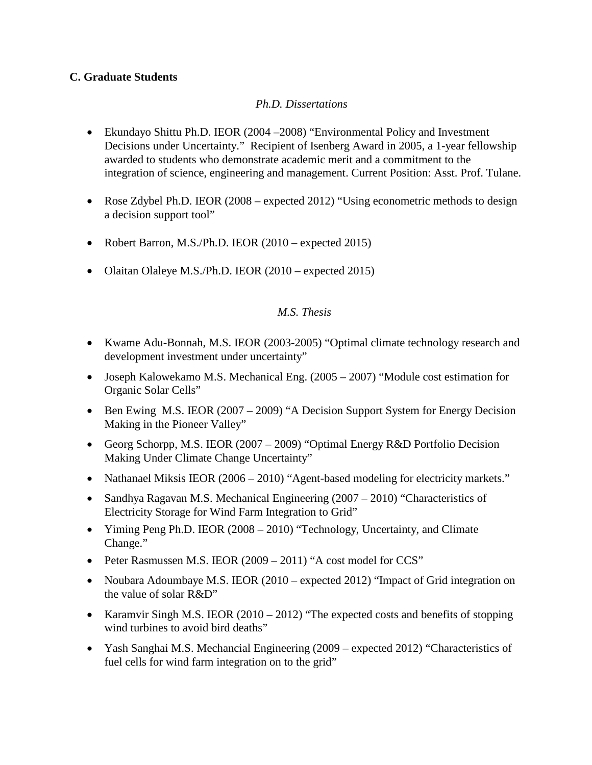### C. Graduate Students

*Ph.D. Dissertations*

- Ekundayo Shittu Ph.D. IEOR (2004 –2008) "Environmental Policy and Investment Decisions under Uncertainty." Recipient of Isenberg Award in 2005, a 1-year fellowship awarded to students who demonstrate academic merit and a commitment to the integration of science, engineering and management. Current Position: Asst. Prof. Tulane.
- Rose Zdybel Ph.D. IEOR (2008 – expected 2012) "Using econometric methods to design a decision support tool"
- Robert Barron, M.S./Ph.D. IEOR (2010 – expected 2015)
- Olaitan Olaleye M.S./Ph.D. IEOR (2010 – expected 2015)

*M.S. Thesis*

- Kwame Adu-Bonnah, M.S. IEOR (2003-2005) "Optimal climate technology research and development investment under uncertainty"
- Joseph Kalowekamo M.S. Mechanical Eng. (2005 – 2007) "Module cost estimation for Organic Solar Cells"
- Ben Ewing M.S. IEOR (2007 – 2009) "A Decision Support System for Energy Decision Making in the Pioneer Valley"
- Georg Schorpp, M.S. IEOR (2007 – 2009) "Optimal Energy R&D Portfolio Decision Making Under Climate Change Uncertainty"
- Nathanael Miksis IEOR (2006 – 2010) "Agent-based modeling for electricity markets."
- Sandhya Ragavan M.S. Mechanical Engineering (2007 – 2010) "Characteristics of Electricity Storage for Wind Farm Integration to Grid"
- Yiming Peng Ph.D. IEOR (2008 – 2010) "Technology, Uncertainty, and Climate Change."
- Peter Rasmussen M.S. IEOR (2009 – 2011) "A cost model for CCS"
- Noubara Adoumbaye M.S. IEOR (2010 – expected 2012) "Impact of Grid integration on the value of solar R&D"
- Karamvir Singh M.S. IEOR (2010 – 2012) "The expected costs and benefits of stopping wind turbines to avoid bird deaths"
- Yash Sanghai M.S. Mechancial Engineering (2009 – expected 2012) "Characteristics of fuel cells for wind farm integration on to the grid"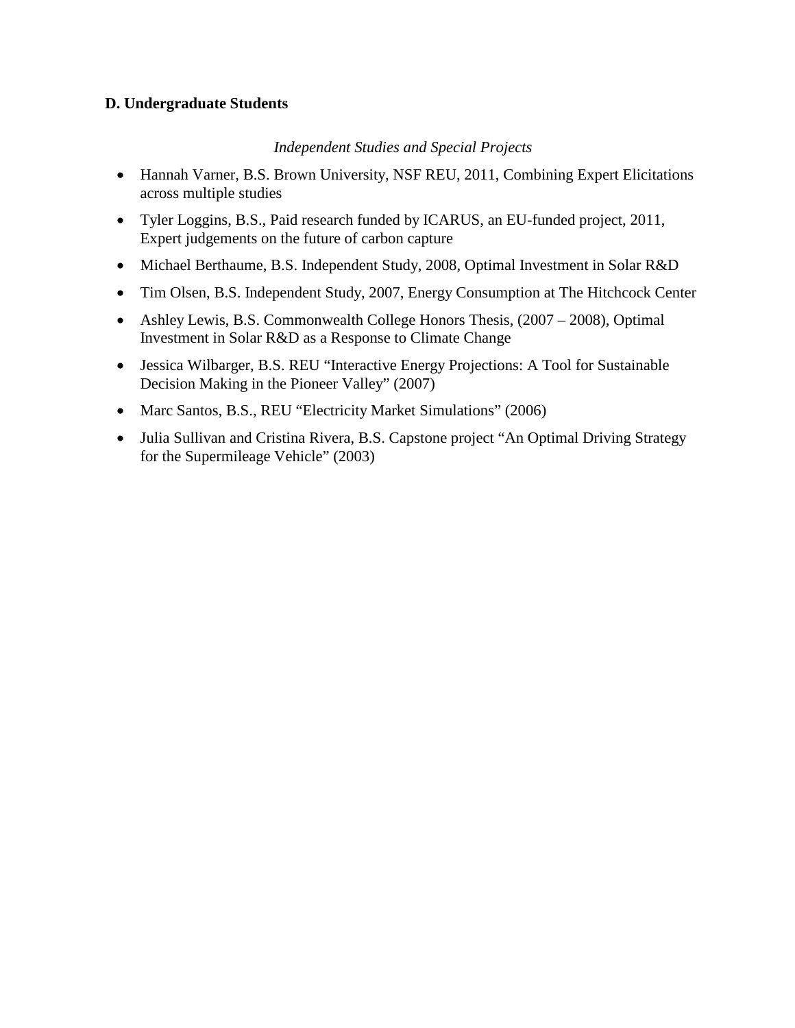### D. Undergraduate Students

*Independent Studies and Special Projects*

- Hannah Varner, B.S. Brown University, NSF REU, 2011, Combining Expert Elicitations across multiple studies
- Tyler Loggins, B.S., Paid research funded by ICARUS, an EU-funded project, 2011, Expert judgements on the future of carbon capture
- Michael Berthaume, B.S. Independent Study, 2008, Optimal Investment in Solar R&D
- Tim Olsen, B.S. Independent Study, 2007, Energy Consumption at The Hitchcock Center
- Ashley Lewis, B.S. Commonwealth College Honors Thesis, (2007 – 2008), Optimal Investment in Solar R&D as a Response to Climate Change
- Jessica Wilbarger, B.S. REU "Interactive Energy Projections: A Tool for Sustainable Decision Making in the Pioneer Valley" (2007)
- Marc Santos, B.S., REU "Electricity Market Simulations" (2006)
- Julia Sullivan and Cristina Rivera, B.S. Capstone project "An Optimal Driving Strategy for the Supermileage Vehicle" (2003)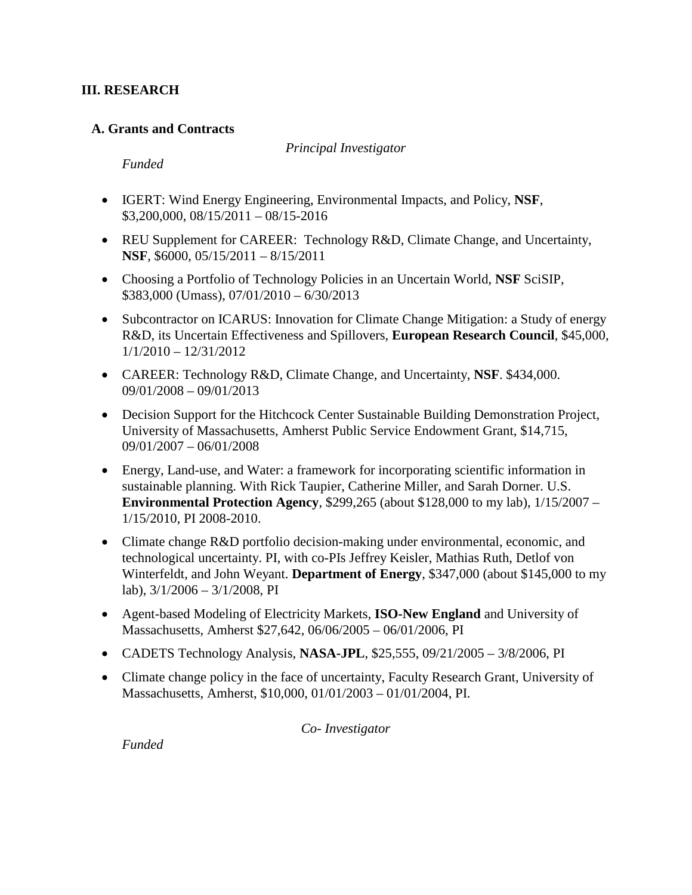## III. RESEARCH

### A. Grants and Contracts

*Principal Investigator*

*Funded*

- IGERT: Wind Energy Engineering, Environmental Impacts, and Policy, **NSF**, $3,200,000, 08/15/2011 – 08/15-2016
- REU Supplement for CAREER: Technology R&D, Climate Change, and Uncertainty, **NSF**, $6000, 05/15/2011 – 8/15/2011
- Choosing a Portfolio of Technology Policies in an Uncertain World, **NSF** SciSIP, $383,000 (Umass), 07/01/2010 – 6/30/2013
- Subcontractor on ICARUS: Innovation for Climate Change Mitigation: a Study of energy R&D, its Uncertain Effectiveness and Spillovers, **European Research Council**, $45,000, 1/1/2010 – 12/31/2012
- CAREER: Technology R&D, Climate Change, and Uncertainty, **NSF**. $434,000. 09/01/2008 – 09/01/2013
- Decision Support for the Hitchcock Center Sustainable Building Demonstration Project, University of Massachusetts, Amherst Public Service Endowment Grant, $14,715, 09/01/2007 – 06/01/2008
- Energy, Land-use, and Water: a framework for incorporating scientific information in sustainable planning. With Rick Taupier, Catherine Miller, and Sarah Dorner. U.S. **Environmental Protection Agency**, $299,265 (about $128,000 to my lab), 1/15/2007 – 1/15/2010, PI 2008-2010.
- Climate change R&D portfolio decision-making under environmental, economic, and technological uncertainty. PI, with co-PIs Jeffrey Keisler, Mathias Ruth, Detlof von Winterfeldt, and John Weyant. **Department of Energy**, $347,000 (about $145,000 to my lab), 3/1/2006 – 3/1/2008, PI
- Agent-based Modeling of Electricity Markets, **ISO-New England** and University of Massachusetts, Amherst $27,642, 06/06/2005 – 06/01/2006, PI
- CADETS Technology Analysis, **NASA-JPL**, $25,555, 09/21/2005 – 3/8/2006, PI
- Climate change policy in the face of uncertainty, Faculty Research Grant, University of Massachusetts, Amherst, $10,000, 01/01/2003 – 01/01/2004, PI.

*Co- Investigator*

*Funded*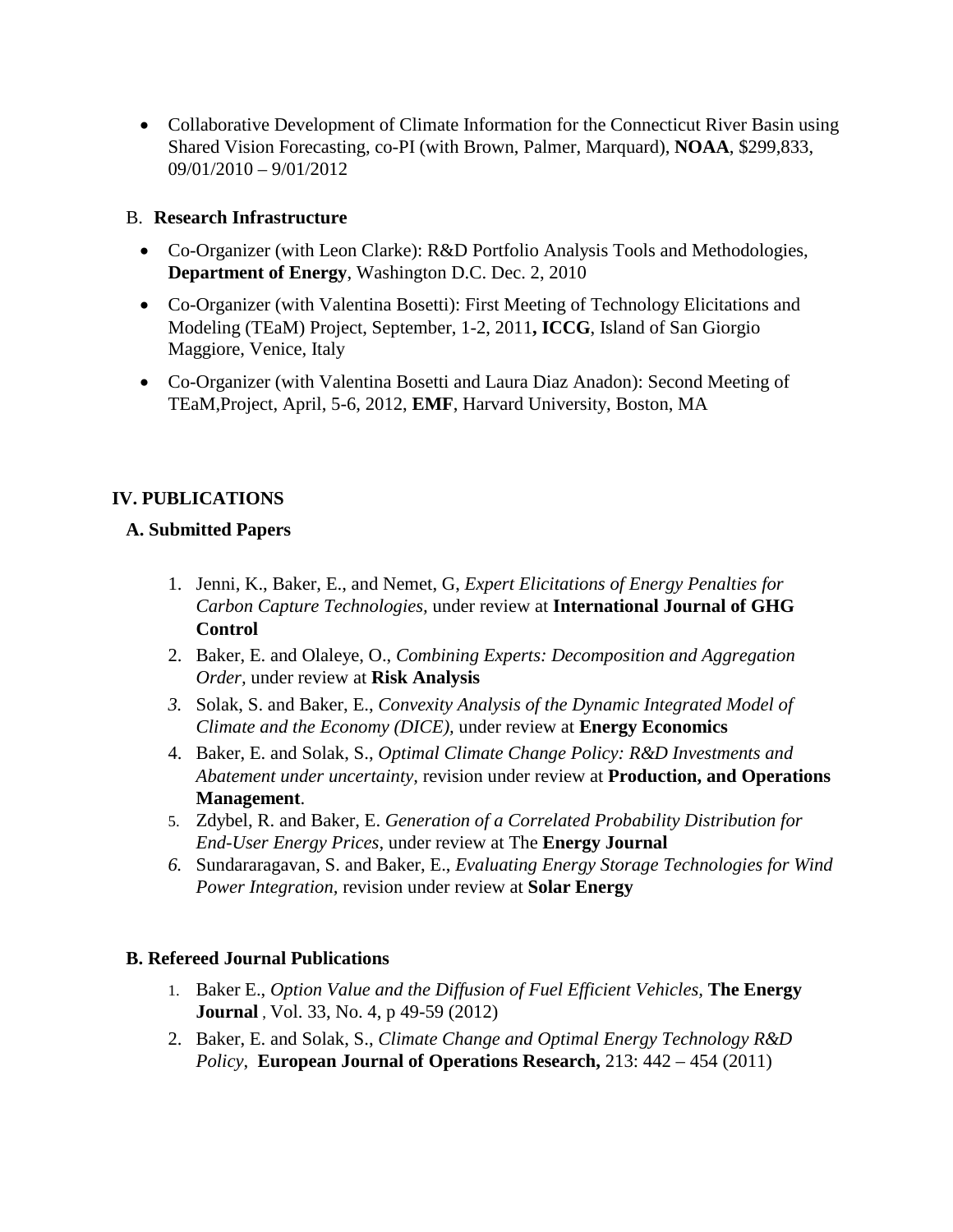- Collaborative Development of Climate Information for the Connecticut River Basin using Shared Vision Forecasting, co-PI (with Brown, Palmer, Marquard), **NOAA**, $299,833, 09/01/2010 – 9/01/2012

B. **Research Infrastructure**

- Co-Organizer (with Leon Clarke): R&D Portfolio Analysis Tools and Methodologies, **Department of Energy**, Washington D.C. Dec. 2, 2010
- Co-Organizer (with Valentina Bosetti): First Meeting of Technology Elicitations and Modeling (TEaM) Project, September, 1-2, 2011**, ICCG**, Island of San Giorgio Maggiore, Venice, Italy
- Co-Organizer (with Valentina Bosetti and Laura Diaz Anadon): Second Meeting of TEaM,Project, April, 5-6, 2012, **EMF**, Harvard University, Boston, MA

## IV. PUBLICATIONS

### A. Submitted Papers

1. Jenni, K., Baker, E., and Nemet, G, *Expert Elicitations of Energy Penalties for Carbon Capture Technologies,* under review at **International Journal of GHG Control**
2. Baker, E. and Olaleye, O., *Combining Experts: Decomposition and Aggregation Order,* under review at **Risk Analysis**
3. Solak, S. and Baker, E., *Convexity Analysis of the Dynamic Integrated Model of Climate and the Economy (DICE),* under review at **Energy Economics**
4. Baker, E. and Solak, S., *Optimal Climate Change Policy: R&D Investments and Abatement under uncertainty,* revision under review at **Production, and Operations Management**.
5. Zdybel, R. and Baker, E. *Generation of a Correlated Probability Distribution for End-User Energy Prices*, under review at The **Energy Journal**
6. Sundararagavan, S. and Baker, E., *Evaluating Energy Storage Technologies for Wind Power Integration,* revision under review at **Solar Energy**

### B. Refereed Journal Publications

1. Baker E., *Option Value and the Diffusion of Fuel Efficient Vehicles,* **The Energy Journal** , Vol. 33, No. 4, p 49-59 (2012)
2. Baker, E. and Solak, S., *Climate Change and Optimal Energy Technology R&D Policy*, **European Journal of Operations Research,** 213: 442 – 454 (2011)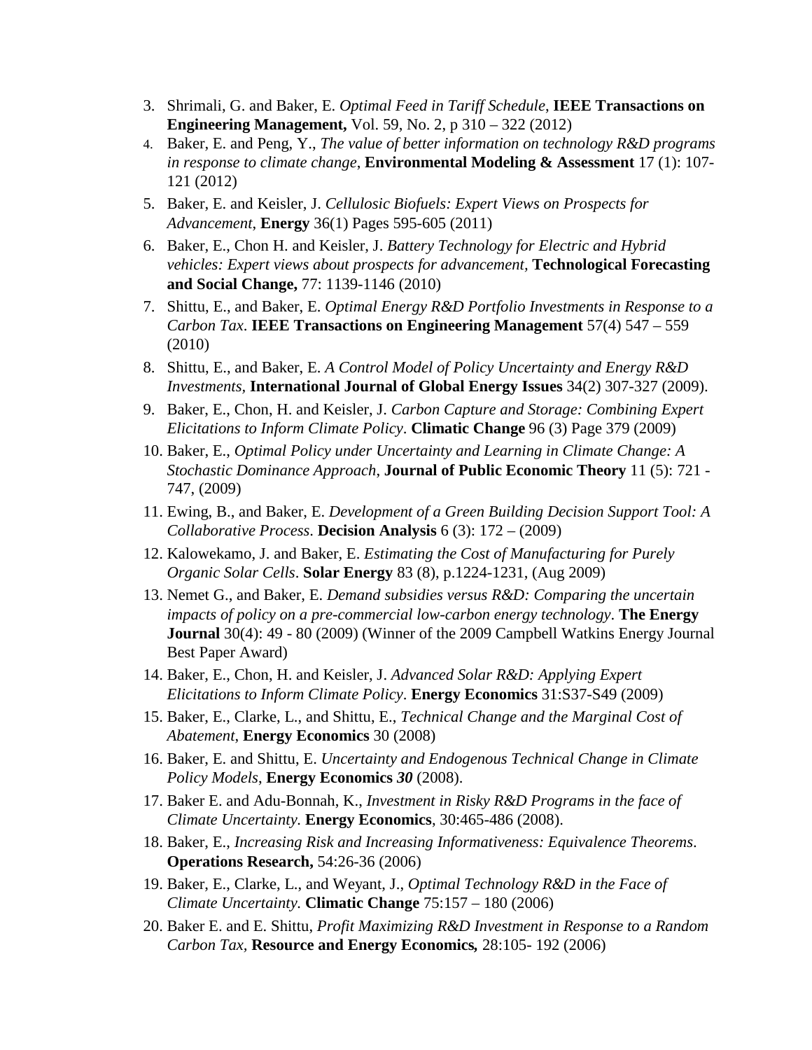3. Shrimali, G. and Baker, E. *Optimal Feed in Tariff Schedule*, **IEEE Transactions on Engineering Management,** Vol. 59, No. 2, p 310 – 322 (2012)
4. Baker, E. and Peng, Y., *The value of better information on technology R&D programs in response to climate change*, **Environmental Modeling & Assessment** 17 (1): 107-121 (2012)
5. Baker, E. and Keisler, J. *Cellulosic Biofuels: Expert Views on Prospects for Advancement*, **Energy** 36(1) Pages 595-605 (2011)
6. Baker, E., Chon H. and Keisler, J. *Battery Technology for Electric and Hybrid vehicles: Expert views about prospects for advancement,* **Technological Forecasting and Social Change,** 77: 1139-1146 (2010)
7. Shittu, E., and Baker, E. *Optimal Energy R&D Portfolio Investments in Response to a Carbon Tax*. **IEEE Transactions on Engineering Management** 57(4) 547 – 559 (2010)
8. Shittu, E., and Baker, E. *A Control Model of Policy Uncertainty and Energy R&D Investments*, **International Journal of Global Energy Issues** 34(2) 307-327 (2009).
9. Baker, E., Chon, H. and Keisler, J. *Carbon Capture and Storage: Combining Expert Elicitations to Inform Climate Policy*. **Climatic Change** 96 (3) Page 379 (2009)
10. Baker, E., *Optimal Policy under Uncertainty and Learning in Climate Change: A Stochastic Dominance Approach*, **Journal of Public Economic Theory** 11 (5): 721 - 747, (2009)
11. Ewing, B., and Baker, E. *Development of a Green Building Decision Support Tool: A Collaborative Process*. **Decision Analysis** 6 (3): 172 – (2009)
12. Kalowekamo, J. and Baker, E. *Estimating the Cost of Manufacturing for Purely Organic Solar Cells*. **Solar Energy** 83 (8), p.1224-1231, (Aug 2009)
13. Nemet G., and Baker, E. *Demand subsidies versus R&D: Comparing the uncertain impacts of policy on a pre-commercial low-carbon energy technology*. **The Energy Journal** 30(4): 49 - 80 (2009) (Winner of the 2009 Campbell Watkins Energy Journal Best Paper Award)
14. Baker, E., Chon, H. and Keisler, J. *Advanced Solar R&D: Applying Expert Elicitations to Inform Climate Policy*. **Energy Economics** 31:S37-S49 (2009)
15. Baker, E., Clarke, L., and Shittu, E., *Technical Change and the Marginal Cost of Abatement*, **Energy Economics** 30 (2008)
16. Baker, E. and Shittu, E. *Uncertainty and Endogenous Technical Change in Climate Policy Models*, **Energy Economics** ***30*** (2008).
17. Baker E. and Adu-Bonnah, K., *Investment in Risky R&D Programs in the face of Climate Uncertainty.* **Energy Economics**, 30:465-486 (2008).
18. Baker, E., *Increasing Risk and Increasing Informativeness: Equivalence Theorems*. **Operations Research,** 54:26-36 (2006)
19. Baker, E., Clarke, L., and Weyant, J., *Optimal Technology R&D in the Face of Climate Uncertainty.* **Climatic Change** 75:157 – 180 (2006)
20. Baker E. and E. Shittu, *Profit Maximizing R&D Investment in Response to a Random Carbon Tax,* **Resource and Energy Economics,** 28:105- 192 (2006)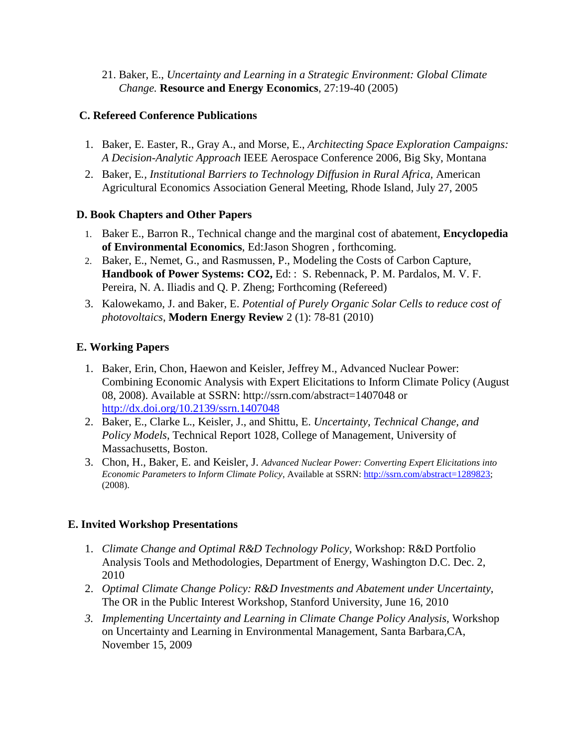21. Baker, E., *Uncertainty and Learning in a Strategic Environment: Global Climate Change.* **Resource and Energy Economics**, 27:19-40 (2005)

### C. Refereed Conference Publications

1. Baker, E. Easter, R., Gray A., and Morse, E., *Architecting Space Exploration Campaigns: A Decision-Analytic Approach* IEEE Aerospace Conference 2006, Big Sky, Montana
2. Baker, E., *Institutional Barriers to Technology Diffusion in Rural Africa,* American Agricultural Economics Association General Meeting, Rhode Island, July 27, 2005

### D. Book Chapters and Other Papers

1. Baker E., Barron R., Technical change and the marginal cost of abatement, **Encyclopedia of Environmental Economics**, Ed:Jason Shogren , forthcoming.
2. Baker, E., Nemet, G., and Rasmussen, P., Modeling the Costs of Carbon Capture, **Handbook of Power Systems: CO2,** Ed: : S. Rebennack, P. M. Pardalos, M. V. F. Pereira, N. A. Iliadis and Q. P. Zheng; Forthcoming (Refereed)
3. Kalowekamo, J. and Baker, E. *Potential of Purely Organic Solar Cells to reduce cost of photovoltaics*, **Modern Energy Review** 2 (1): 78-81 (2010)

### E. Working Papers

1. Baker, Erin, Chon, Haewon and Keisler, Jeffrey M., Advanced Nuclear Power: Combining Economic Analysis with Expert Elicitations to Inform Climate Policy (August 08, 2008). Available at SSRN: http://ssrn.com/abstract=1407048 or http://dx.doi.org/10.2139/ssrn.1407048
2. Baker, E., Clarke L., Keisler, J., and Shittu, E. *Uncertainty, Technical Change, and Policy Models*, Technical Report 1028, College of Management, University of Massachusetts, Boston.
3. Chon, H., Baker, E. and Keisler, J. *Advanced Nuclear Power: Converting Expert Elicitations into Economic Parameters to Inform Climate Policy*, Available at SSRN: http://ssrn.com/abstract=1289823; (2008).

### E. Invited Workshop Presentations

1. *Climate Change and Optimal R&D Technology Policy,* Workshop: R&D Portfolio Analysis Tools and Methodologies, Department of Energy, Washington D.C. Dec. 2, 2010
2. *Optimal Climate Change Policy: R&D Investments and Abatement under Uncertainty*, The OR in the Public Interest Workshop, Stanford University, June 16, 2010
3. *Implementing Uncertainty and Learning in Climate Change Policy Analysis*, Workshop on Uncertainty and Learning in Environmental Management, Santa Barbara,CA, November 15, 2009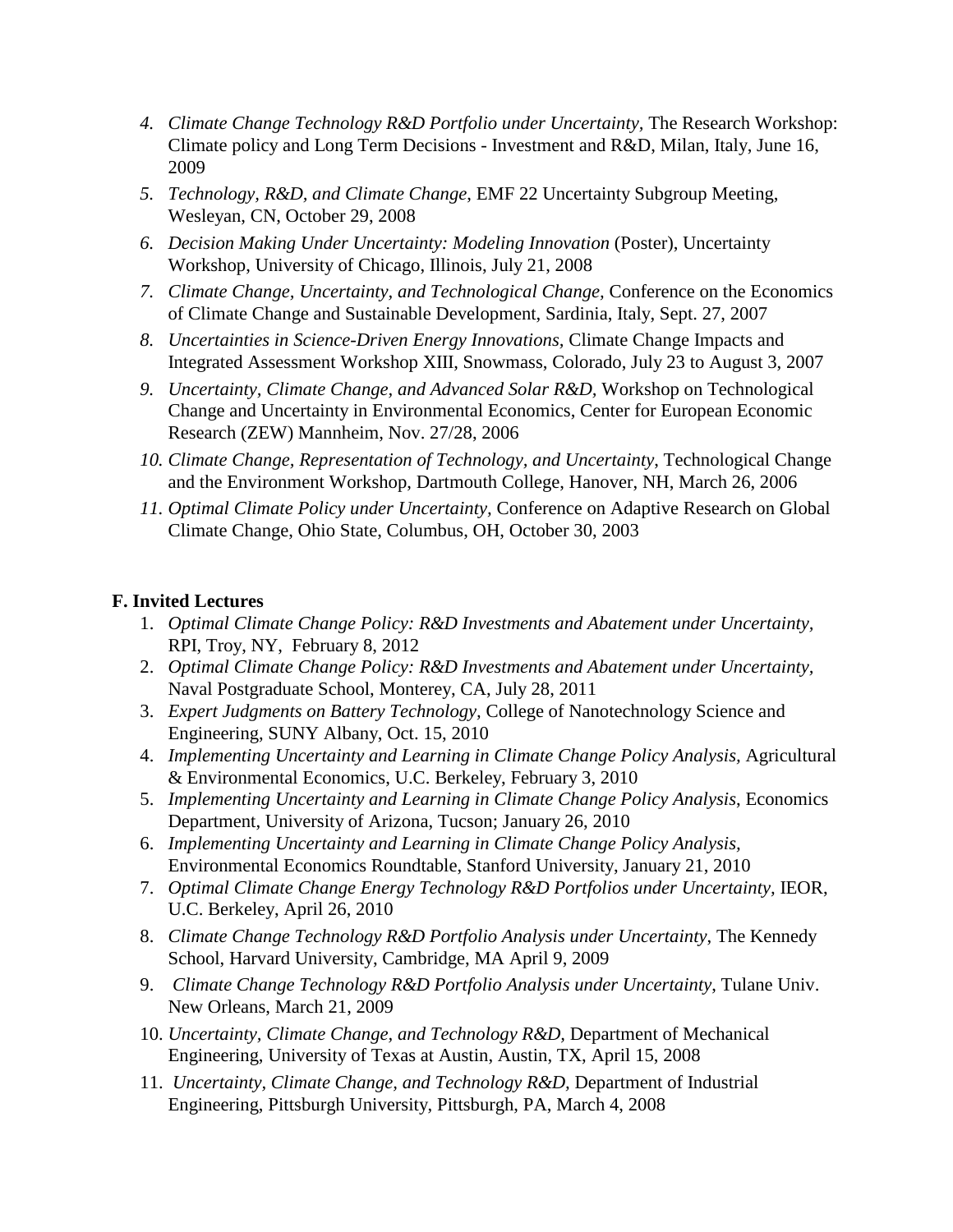4. *Climate Change Technology R&D Portfolio under Uncertainty*, The Research Workshop: Climate policy and Long Term Decisions - Investment and R&D, Milan, Italy, June 16, 2009
5. *Technology, R&D, and Climate Change,* EMF 22 Uncertainty Subgroup Meeting, Wesleyan, CN, October 29, 2008
6. *Decision Making Under Uncertainty: Modeling Innovation* (Poster), Uncertainty Workshop, University of Chicago, Illinois, July 21, 2008
7. *Climate Change, Uncertainty, and Technological Change,* Conference on the Economics of Climate Change and Sustainable Development, Sardinia, Italy, Sept. 27, 2007
8. *Uncertainties in Science-Driven Energy Innovations*, Climate Change Impacts and Integrated Assessment Workshop XIII, Snowmass, Colorado, July 23 to August 3, 2007
9. *Uncertainty, Climate Change, and Advanced Solar R&D,* Workshop on Technological Change and Uncertainty in Environmental Economics, Center for European Economic Research (ZEW) Mannheim, Nov. 27/28, 2006
10. *Climate Change, Representation of Technology, and Uncertainty,* Technological Change and the Environment Workshop, Dartmouth College, Hanover, NH, March 26, 2006
11. *Optimal Climate Policy under Uncertainty,* Conference on Adaptive Research on Global Climate Change, Ohio State, Columbus, OH, October 30, 2003

**F. Invited Lectures**

1. *Optimal Climate Change Policy: R&D Investments and Abatement under Uncertainty,* RPI, Troy, NY, February 8, 2012
2. *Optimal Climate Change Policy: R&D Investments and Abatement under Uncertainty,* Naval Postgraduate School, Monterey, CA, July 28, 2011
3. *Expert Judgments on Battery Technology,* College of Nanotechnology Science and Engineering, SUNY Albany, Oct. 15, 2010
4. *Implementing Uncertainty and Learning in Climate Change Policy Analysis,* Agricultural & Environmental Economics, U.C. Berkeley, February 3, 2010
5. *Implementing Uncertainty and Learning in Climate Change Policy Analysis*, Economics Department, University of Arizona, Tucson; January 26, 2010
6. *Implementing Uncertainty and Learning in Climate Change Policy Analysis,* Environmental Economics Roundtable, Stanford University, January 21, 2010
7. *Optimal Climate Change Energy Technology R&D Portfolios under Uncertainty,* IEOR, U.C. Berkeley, April 26, 2010
8. *Climate Change Technology R&D Portfolio Analysis under Uncertainty*, The Kennedy School, Harvard University, Cambridge, MA April 9, 2009
9. *Climate Change Technology R&D Portfolio Analysis under Uncertainty*, Tulane Univ. New Orleans, March 21, 2009
10. *Uncertainty, Climate Change, and Technology R&D,* Department of Mechanical Engineering, University of Texas at Austin, Austin, TX, April 15, 2008
11. *Uncertainty, Climate Change, and Technology R&D,* Department of Industrial Engineering, Pittsburgh University, Pittsburgh, PA, March 4, 2008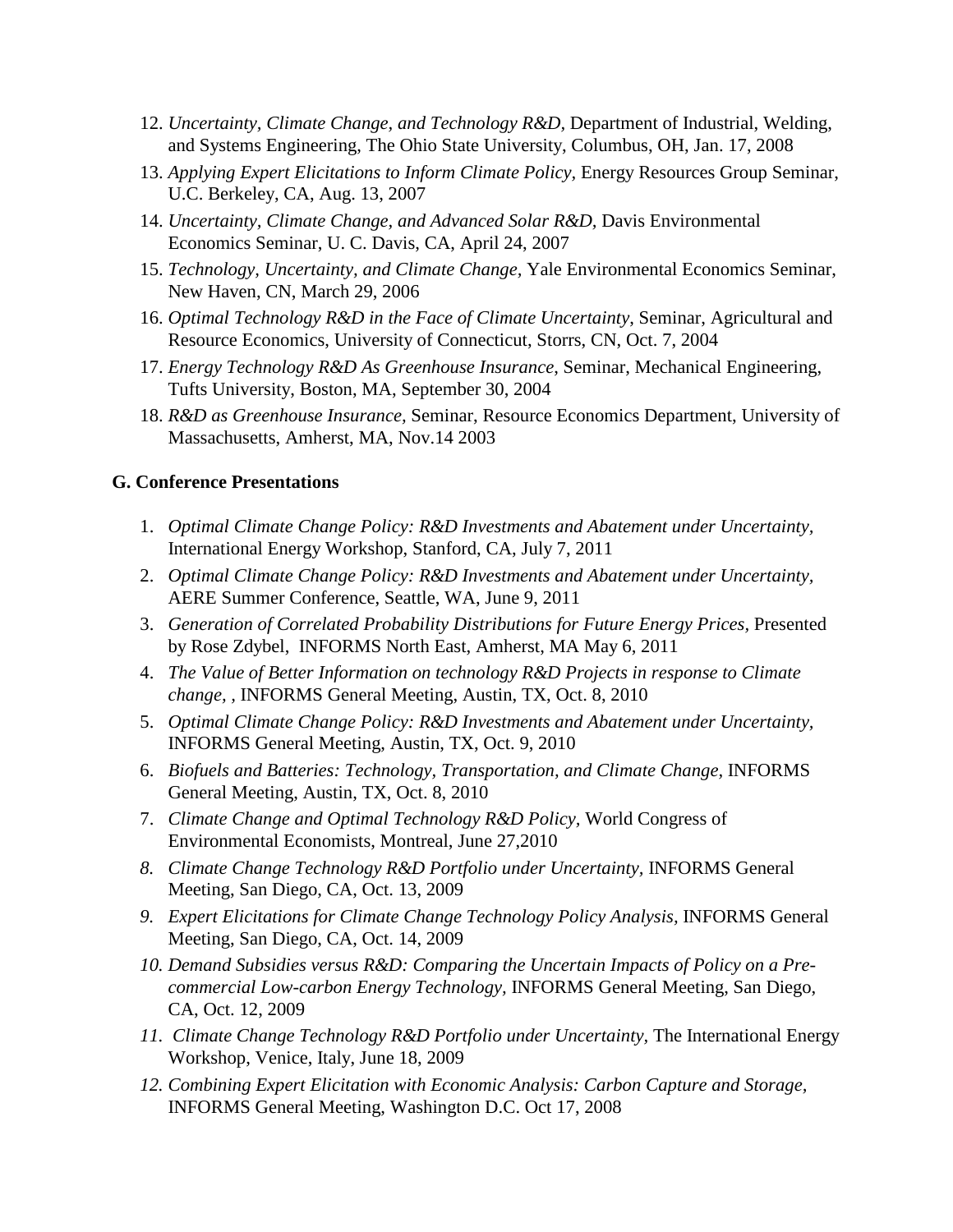12. *Uncertainty, Climate Change, and Technology R&D*, Department of Industrial, Welding, and Systems Engineering, The Ohio State University, Columbus, OH, Jan. 17, 2008
13. *Applying Expert Elicitations to Inform Climate Policy*, Energy Resources Group Seminar, U.C. Berkeley, CA, Aug. 13, 2007
14. *Uncertainty, Climate Change, and Advanced Solar R&D*, Davis Environmental Economics Seminar, U. C. Davis, CA, April 24, 2007
15. *Technology, Uncertainty, and Climate Change*, Yale Environmental Economics Seminar, New Haven, CN, March 29, 2006
16. *Optimal Technology R&D in the Face of Climate Uncertainty*, Seminar, Agricultural and Resource Economics, University of Connecticut, Storrs, CN, Oct. 7, 2004
17. *Energy Technology R&D As Greenhouse Insurance*, Seminar, Mechanical Engineering, Tufts University, Boston, MA, September 30, 2004
18. *R&D as Greenhouse Insurance*, Seminar, Resource Economics Department, University of Massachusetts, Amherst, MA, Nov.14 2003

**G. Conference Presentations**

1. *Optimal Climate Change Policy: R&D Investments and Abatement under Uncertainty*, International Energy Workshop, Stanford, CA, July 7, 2011
2. *Optimal Climate Change Policy: R&D Investments and Abatement under Uncertainty*, AERE Summer Conference, Seattle, WA, June 9, 2011
3. *Generation of Correlated Probability Distributions for Future Energy Prices*, Presented by Rose Zdybel, INFORMS North East, Amherst, MA May 6, 2011
4. *The Value of Better Information on technology R&D Projects in response to Climate change, ,* INFORMS General Meeting, Austin, TX, Oct. 8, 2010
5. *Optimal Climate Change Policy: R&D Investments and Abatement under Uncertainty*, INFORMS General Meeting, Austin, TX, Oct. 9, 2010
6. *Biofuels and Batteries: Technology, Transportation, and Climate Change*, INFORMS General Meeting, Austin, TX, Oct. 8, 2010
7. *Climate Change and Optimal Technology R&D Policy*, World Congress of Environmental Economists, Montreal, June 27,2010
8. *Climate Change Technology R&D Portfolio under Uncertainty*, INFORMS General Meeting, San Diego, CA, Oct. 13, 2009
9. *Expert Elicitations for Climate Change Technology Policy Analysis*, INFORMS General Meeting, San Diego, CA, Oct. 14, 2009
10. *Demand Subsidies versus R&D: Comparing the Uncertain Impacts of Policy on a Pre-commercial Low-carbon Energy Technology*, INFORMS General Meeting, San Diego, CA, Oct. 12, 2009
11. *Climate Change Technology R&D Portfolio under Uncertainty*, The International Energy Workshop, Venice, Italy, June 18, 2009
12. *Combining Expert Elicitation with Economic Analysis: Carbon Capture and Storage*, INFORMS General Meeting, Washington D.C. Oct 17, 2008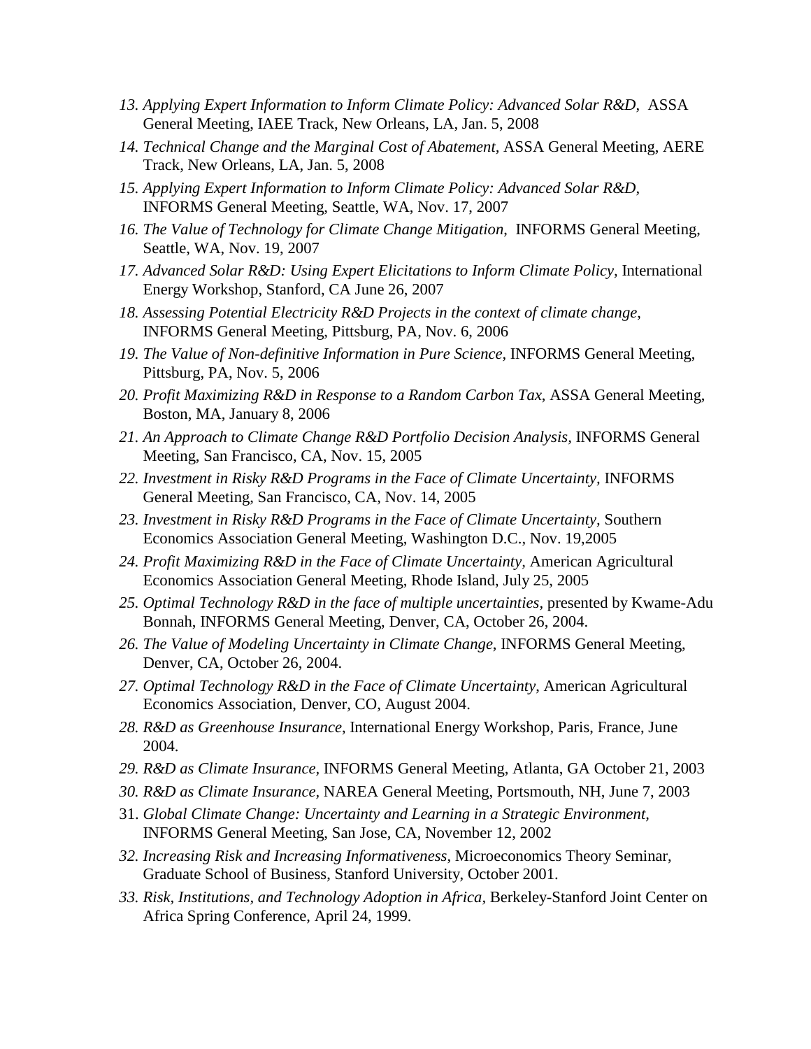13. *Applying Expert Information to Inform Climate Policy: Advanced Solar R&D*, ASSA General Meeting, IAEE Track, New Orleans, LA, Jan. 5, 2008
14. *Technical Change and the Marginal Cost of Abatement,* ASSA General Meeting, AERE Track, New Orleans, LA, Jan. 5, 2008
15. *Applying Expert Information to Inform Climate Policy: Advanced Solar R&D*, INFORMS General Meeting, Seattle, WA, Nov. 17, 2007
16. *The Value of Technology for Climate Change Mitigation*, INFORMS General Meeting, Seattle, WA, Nov. 19, 2007
17. *Advanced Solar R&D: Using Expert Elicitations to Inform Climate Policy,* International Energy Workshop, Stanford, CA June 26, 2007
18. *Assessing Potential Electricity R&D Projects in the context of climate change*, INFORMS General Meeting, Pittsburg, PA, Nov. 6, 2006
19. *The Value of Non-definitive Information in Pure Science,* INFORMS General Meeting, Pittsburg, PA, Nov. 5, 2006
20. *Profit Maximizing R&D in Response to a Random Carbon Tax*, ASSA General Meeting, Boston, MA, January 8, 2006
21. *An Approach to Climate Change R&D Portfolio Decision Analysis,* INFORMS General Meeting, San Francisco, CA, Nov. 15, 2005
22. *Investment in Risky R&D Programs in the Face of Climate Uncertainty,* INFORMS General Meeting, San Francisco, CA, Nov. 14, 2005
23. *Investment in Risky R&D Programs in the Face of Climate Uncertainty,* Southern Economics Association General Meeting, Washington D.C., Nov. 19,2005
24. *Profit Maximizing R&D in the Face of Climate Uncertainty*, American Agricultural Economics Association General Meeting, Rhode Island, July 25, 2005
25. *Optimal Technology R&D in the face of multiple uncertainties,* presented by Kwame-Adu Bonnah, INFORMS General Meeting, Denver, CA, October 26, 2004.
26. *The Value of Modeling Uncertainty in Climate Change*, INFORMS General Meeting, Denver, CA, October 26, 2004.
27. *Optimal Technology R&D in the Face of Climate Uncertainty*, American Agricultural Economics Association, Denver, CO, August 2004.
28. *R&D as Greenhouse Insurance*, International Energy Workshop, Paris, France, June 2004.
29. *R&D as Climate Insurance,* INFORMS General Meeting, Atlanta, GA October 21, 2003
30. *R&D as Climate Insurance,* NAREA General Meeting, Portsmouth, NH, June 7, 2003
31. *Global Climate Change: Uncertainty and Learning in a Strategic Environment,* INFORMS General Meeting, San Jose, CA, November 12, 2002
32. *Increasing Risk and Increasing Informativeness*, Microeconomics Theory Seminar, Graduate School of Business, Stanford University, October 2001.
33. *Risk, Institutions, and Technology Adoption in Africa,* Berkeley-Stanford Joint Center on Africa Spring Conference, April 24, 1999.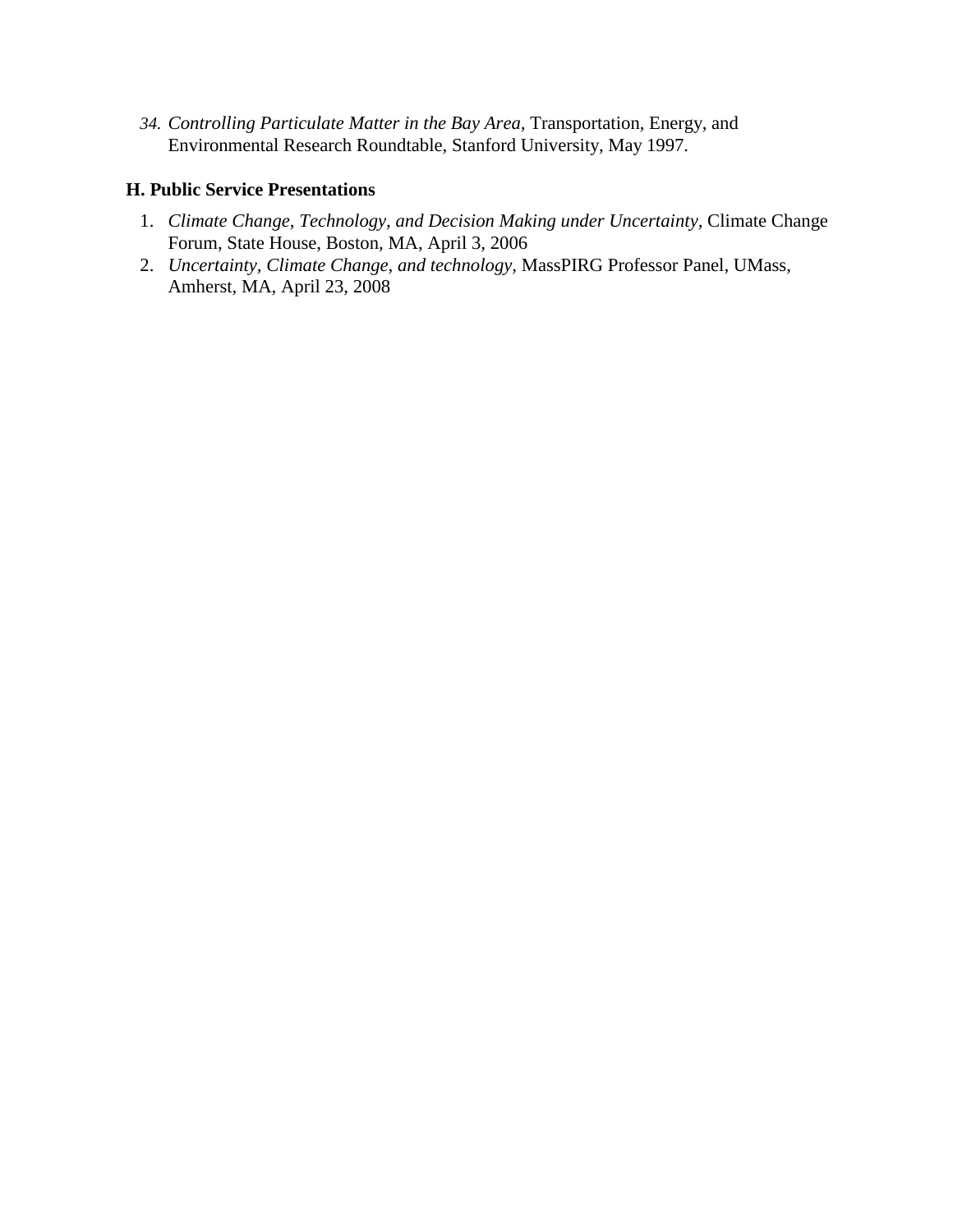34. *Controlling Particulate Matter in the Bay Area,* Transportation, Energy, and Environmental Research Roundtable, Stanford University, May 1997.

### H. Public Service Presentations

1. *Climate Change, Technology, and Decision Making under Uncertainty,* Climate Change Forum, State House, Boston, MA, April 3, 2006
2. *Uncertainty, Climate Change, and technology,* MassPIRG Professor Panel, UMass, Amherst, MA, April 23, 2008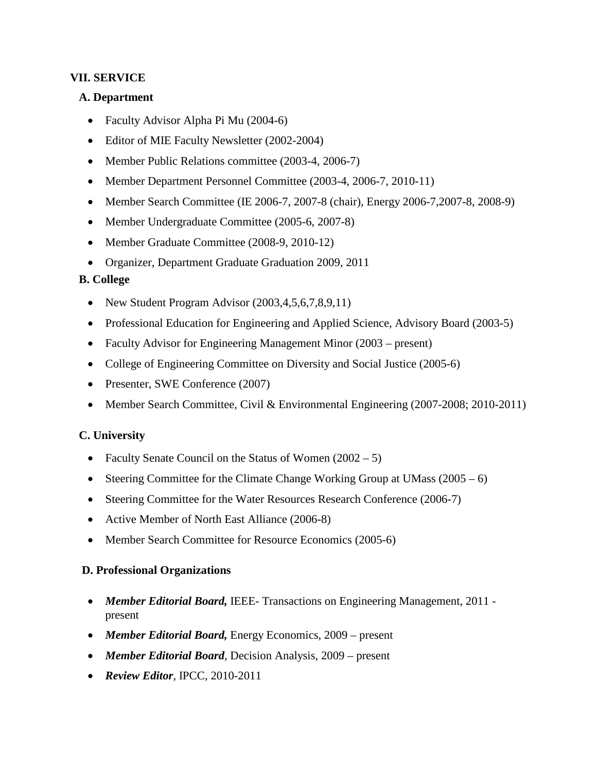## VII. SERVICE

### A. Department

- Faculty Advisor Alpha Pi Mu (2004-6)
- Editor of MIE Faculty Newsletter (2002-2004)
- Member Public Relations committee (2003-4, 2006-7)
- Member Department Personnel Committee (2003-4, 2006-7, 2010-11)
- Member Search Committee (IE 2006-7, 2007-8 (chair), Energy 2006-7,2007-8, 2008-9)
- Member Undergraduate Committee (2005-6, 2007-8)
- Member Graduate Committee (2008-9, 2010-12)
- Organizer, Department Graduate Graduation 2009, 2011

### B. College

- New Student Program Advisor (2003,4,5,6,7,8,9,11)
- Professional Education for Engineering and Applied Science, Advisory Board (2003-5)
- Faculty Advisor for Engineering Management Minor (2003 – present)
- College of Engineering Committee on Diversity and Social Justice (2005-6)
- Presenter, SWE Conference (2007)
- Member Search Committee, Civil & Environmental Engineering (2007-2008; 2010-2011)

### C. University

- Faculty Senate Council on the Status of Women (2002 – 5)
- Steering Committee for the Climate Change Working Group at UMass (2005 – 6)
- Steering Committee for the Water Resources Research Conference (2006-7)
- Active Member of North East Alliance (2006-8)
- Member Search Committee for Resource Economics (2005-6)

### D. Professional Organizations

- ***Member Editorial Board,*** IEEE- Transactions on Engineering Management, 2011 - present
- ***Member Editorial Board,*** Energy Economics, 2009 – present
- ***Member Editorial Board***, Decision Analysis, 2009 – present
- ***Review Editor***, IPCC, 2010-2011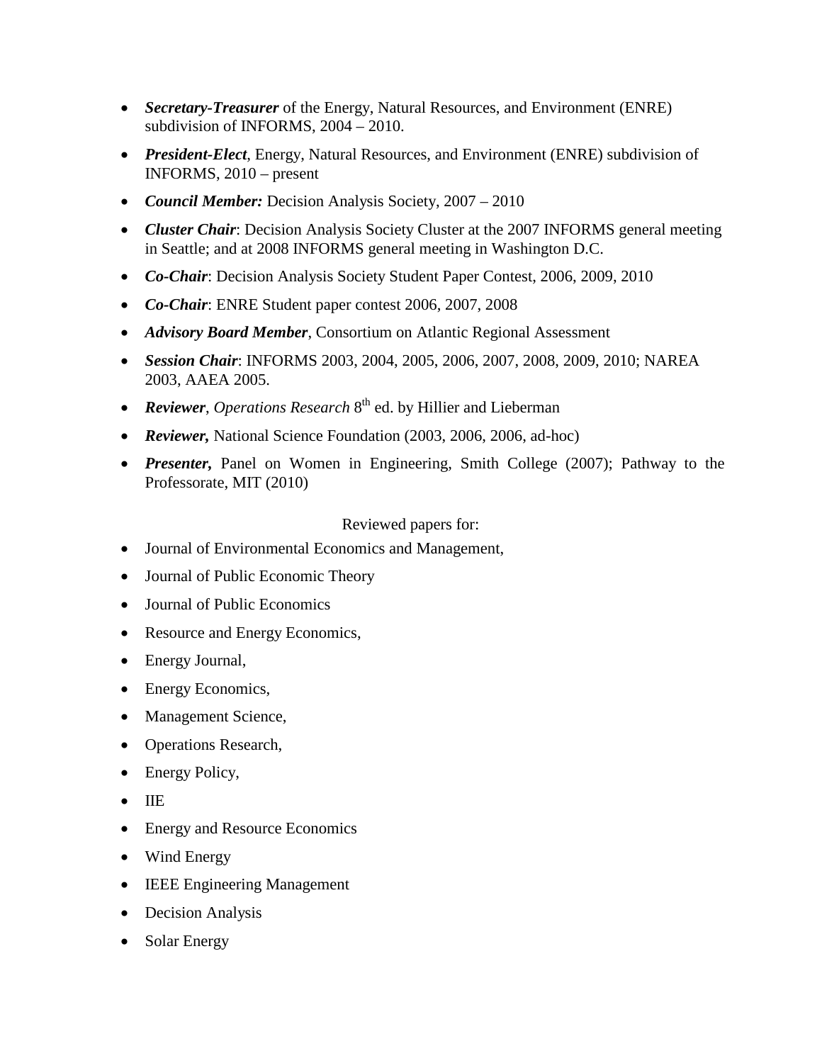- ***Secretary-Treasurer*** of the Energy, Natural Resources, and Environment (ENRE) subdivision of INFORMS, 2004 – 2010.
- ***President-Elect***, Energy, Natural Resources, and Environment (ENRE) subdivision of INFORMS, 2010 – present
- ***Council Member:*** Decision Analysis Society, 2007 – 2010
- ***Cluster Chair***: Decision Analysis Society Cluster at the 2007 INFORMS general meeting in Seattle; and at 2008 INFORMS general meeting in Washington D.C.
- ***Co-Chair***: Decision Analysis Society Student Paper Contest, 2006, 2009, 2010
- ***Co-Chair***: ENRE Student paper contest 2006, 2007, 2008
- ***Advisory Board Member***, Consortium on Atlantic Regional Assessment
- ***Session Chair***: INFORMS 2003, 2004, 2005, 2006, 2007, 2008, 2009, 2010; NAREA 2003, AAEA 2005.
- ***Reviewer***, *Operations Research* 8th ed. by Hillier and Lieberman
- ***Reviewer,*** National Science Foundation (2003, 2006, 2006, ad-hoc)
- ***Presenter,*** Panel on Women in Engineering, Smith College (2007); Pathway to the Professorate, MIT (2010)

Reviewed papers for:

- Journal of Environmental Economics and Management,
- Journal of Public Economic Theory
- Journal of Public Economics
- Resource and Energy Economics,
- Energy Journal,
- Energy Economics,
- Management Science,
- Operations Research,
- Energy Policy,
- IIE
- Energy and Resource Economics
- Wind Energy
- IEEE Engineering Management
- Decision Analysis
- Solar Energy